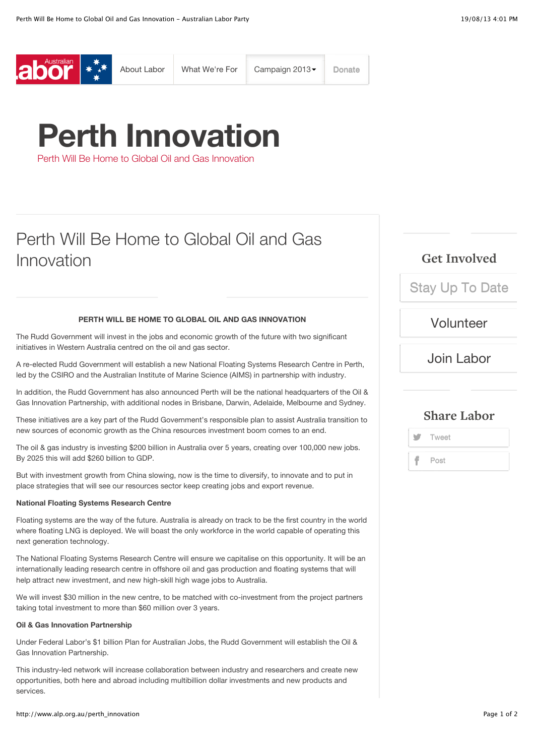# Perth Innovation

Perth Will Be Home to Global Oil and Gas Innovation

## Perth Will Be Home to Global Oil and Gas Innovation

**PERTH WILL BE HOME TO GLOBAL OIL AND GAS INNOVATION**

The Rudd Government will invest in the jobs and economic growth of the future with two significant initiatives in Western Australia centred on the oil and gas sector.

A re-elected Rudd Government will establish a new National Floating Systems Research Centre in Perth, led by the CSIRO and the Australian Institute of Marine Science (AIMS) in partnership with industry.

In addition, the Rudd Government has also announced Perth will be the national headquarters of the Oil & Gas Innovation Partnership, with additional nodes in Brisbane, Darwin, Adelaide, Melbourne and Sydney.

These initiatives are a key part of the Rudd Government's responsible plan to assist Australia transition to new sources of economic growth as the China resources investment boom comes to an end.

The oil & gas industry is investing $200 billion in Australia over 5 years, creating over 100,000 new jobs. By 2025 this will add $260 billion to GDP.

But with investment growth from China slowing, now is the time to diversify, to innovate and to put in place strategies that will see our resources sector keep creating jobs and export revenue.

**National Floating Systems Research Centre**

Floating systems are the way of the future. Australia is already on track to be the first country in the world where floating LNG is deployed. We will boast the only workforce in the world capable of operating this next generation technology.

The National Floating Systems Research Centre will ensure we capitalise on this opportunity. It will be an internationally leading research centre in offshore oil and gas production and floating systems that will help attract new investment, and new high-skill high wage jobs to Australia.

We will invest $30 million in the new centre, to be matched with co-investment from the project partners taking total investment to more than $60 million over 3 years.

**Oil & Gas Innovation Partnership**

Under Federal Labor's $1 billion Plan for Australian Jobs, the Rudd Government will establish the Oil & Gas Innovation Partnership.

This industry-led network will increase collaboration between industry and researchers and create new opportunities, both here and abroad including multibillion dollar investments and new products and services.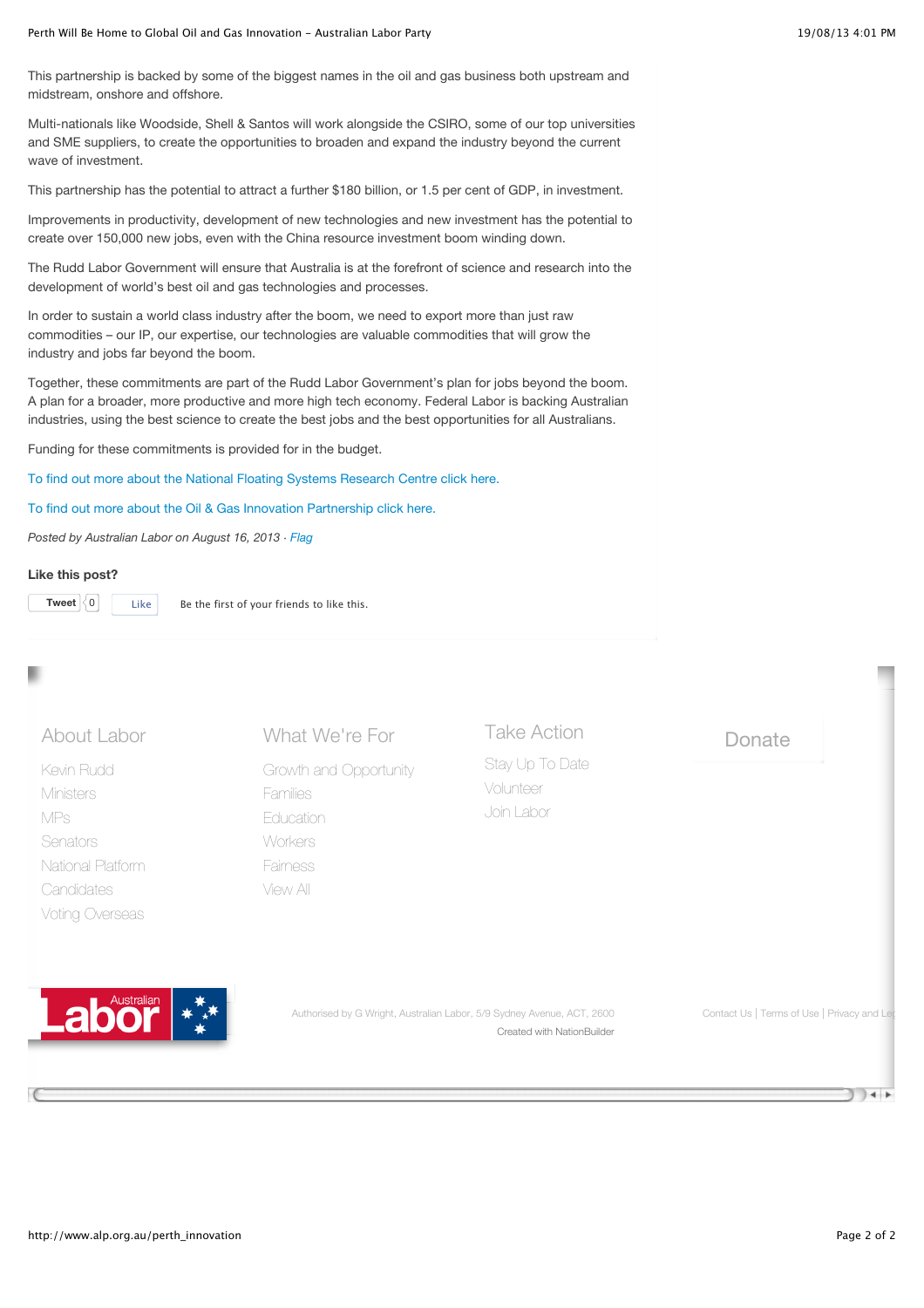This partnership is backed by some of the biggest names in the oil and gas business both upstream and midstream, onshore and offshore.

Multi-nationals like Woodside, Shell & Santos will work alongside the CSIRO, some of our top universities and SME suppliers, to create the opportunities to broaden and expand the industry beyond the current wave of investment.

This partnership has the potential to attract a further $180 billion, or 1.5 per cent of GDP, in investment.

Improvements in productivity, development of new technologies and new investment has the potential to create over 150,000 new jobs, even with the China resource investment boom winding down.

The Rudd Labor Government will ensure that Australia is at the forefront of science and research into the development of world's best oil and gas technologies and processes.

In order to sustain a world class industry after the boom, we need to export more than just raw commodities – our IP, our expertise, our technologies are valuable commodities that will grow the industry and jobs far beyond the boom.

Together, these commitments are part of the Rudd Labor Government's plan for jobs beyond the boom. A plan for a broader, more productive and more high tech economy. Federal Labor is backing Australian industries, using the best science to create the best jobs and the best opportunities for all Australians.

Funding for these commitments is provided for in the budget.

To find out more about the National Floating Systems Research Centre click here.

To find out more about the Oil & Gas Innovation Partnership click here.

*Posted by Australian Labor on August 16, 2013 · Flag*

**Like this post?**

Tweet 0 Like Be the first of your friends to like this.

About Labor
- Kevin Rudd
- Ministers
- MPs
- Senators
- National Platform
- Candidates
- Voting Overseas

What We're For
- Growth and Opportunity
- Families
- Education
- Workers
- Fairness
- View All

Take Action
- Stay Up To Date
- Volunteer
- Join Labor

Donate

Australian Labor

Authorised by G Wright, Australian Labor, 5/9 Sydney Avenue, ACT, 2600

Created with NationBuilder

Contact Us | Terms of Use | Privacy and Le